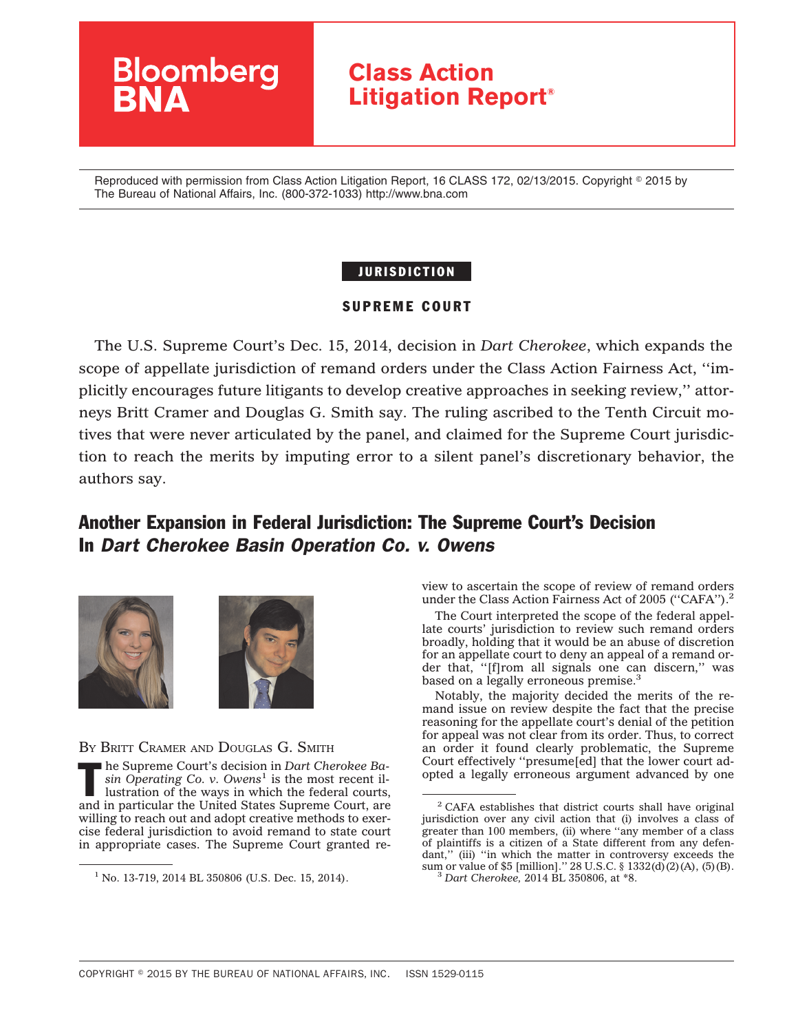Bloomberg BNA

# Class Action Litigation Report®

Reproduced with permission from Class Action Litigation Report, 16 CLASS 172, 02/13/2015. Copyright © 2015 by The Bureau of National Affairs, Inc. (800-372-1033) http://www.bna.com

**JURISDICTION**

**SUPREME COURT**

The U.S. Supreme Court's Dec. 15, 2014, decision in *Dart Cherokee*, which expands the scope of appellate jurisdiction of remand orders under the Class Action Fairness Act, ''implicitly encourages future litigants to develop creative approaches in seeking review,'' attorneys Britt Cramer and Douglas G. Smith say. The ruling ascribed to the Tenth Circuit motives that were never articulated by the panel, and claimed for the Supreme Court jurisdiction to reach the merits by imputing error to a silent panel's discretionary behavior, the authors say.

## Another Expansion in Federal Jurisdiction: The Supreme Court's Decision In *Dart Cherokee Basin Operation Co. v. Owens*

BY BRITT CRAMER AND DOUGLAS G. SMITH

The Supreme Court's decision in *Dart Cherokee Basin Operating Co. v. Owens*[1] is the most recent illustration of the ways in which the federal courts, and in particular the United States Supreme Court, are willing to reach out and adopt creative methods to exercise federal jurisdiction to avoid remand to state court in appropriate cases. The Supreme Court granted review to ascertain the scope of review of remand orders under the Class Action Fairness Act of 2005 (''CAFA'').[2]

The Court interpreted the scope of the federal appellate courts' jurisdiction to review such remand orders broadly, holding that it would be an abuse of discretion for an appellate court to deny an appeal of a remand order that, ''[f]rom all signals one can discern,'' was based on a legally erroneous premise.[3]

Notably, the majority decided the merits of the remand issue on review despite the fact that the precise reasoning for the appellate court's denial of the petition for appeal was not clear from its order. Thus, to correct an order it found clearly problematic, the Supreme Court effectively ''presume[ed] that the lower court adopted a legally erroneous argument advanced by one

---

[1] No. 13-719, 2014 BL 350806 (U.S. Dec. 15, 2014).

[2] CAFA establishes that district courts shall have original jurisdiction over any civil action that (i) involves a class of greater than 100 members, (ii) where ''any member of a class of plaintiffs is a citizen of a State different from any defendant,'' (iii) ''in which the matter in controversy exceeds the sum or value of $5 [million].'' 28 U.S.C. § 1332(d)(2)(A), (5)(B).

[3] *Dart Cherokee*, 2014 BL 350806, at *8.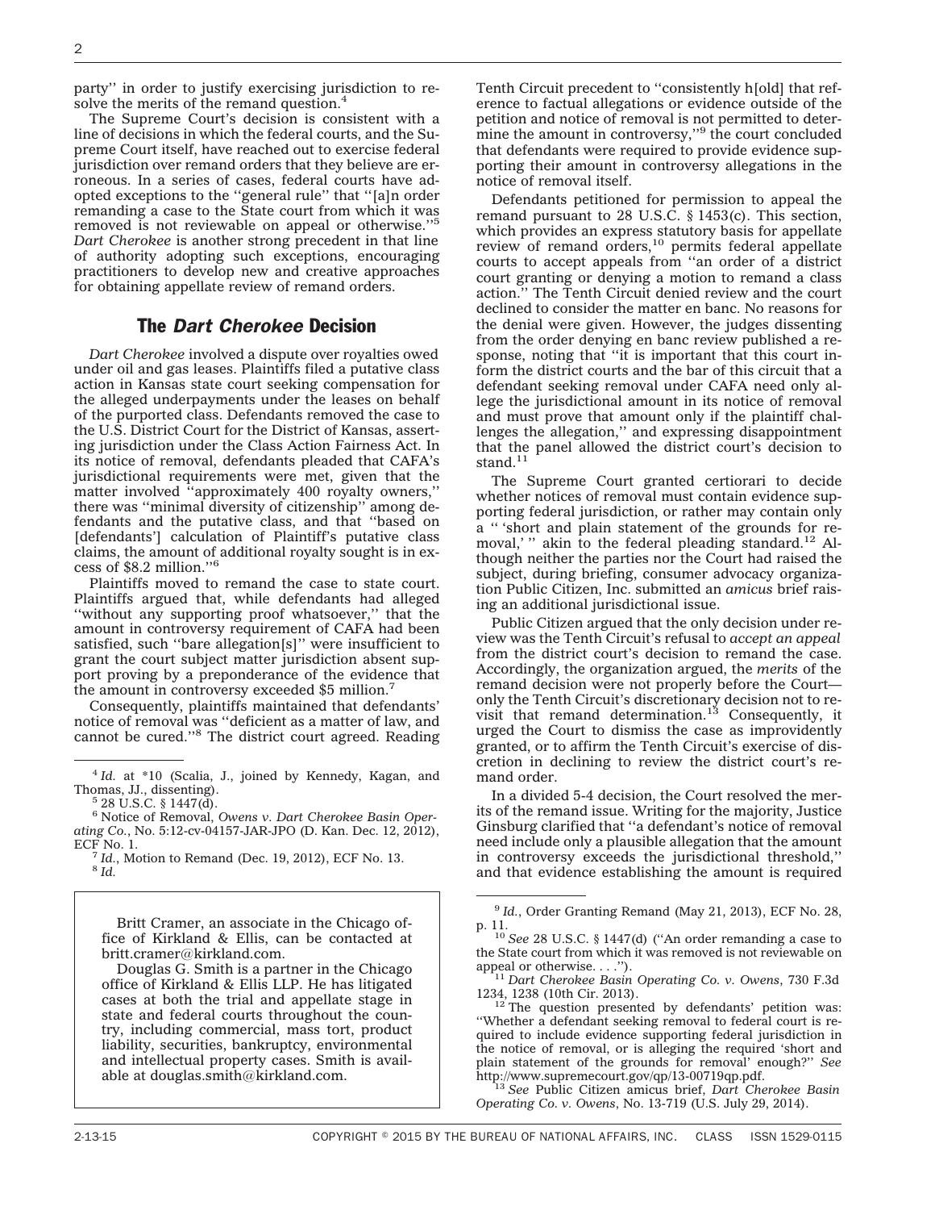party'' in order to justify exercising jurisdiction to resolve the merits of the remand question.[4]

The Supreme Court's decision is consistent with a line of decisions in which the federal courts, and the Supreme Court itself, have reached out to exercise federal jurisdiction over remand orders that they believe are erroneous. In a series of cases, federal courts have adopted exceptions to the ''general rule'' that ''[a]n order remanding a case to the State court from which it was removed is not reviewable on appeal or otherwise.''[5] *Dart Cherokee* is another strong precedent in that line of authority adopting such exceptions, encouraging practitioners to develop new and creative approaches for obtaining appellate review of remand orders.

## The *Dart Cherokee* Decision

*Dart Cherokee* involved a dispute over royalties owed under oil and gas leases. Plaintiffs filed a putative class action in Kansas state court seeking compensation for the alleged underpayments under the leases on behalf of the purported class. Defendants removed the case to the U.S. District Court for the District of Kansas, asserting jurisdiction under the Class Action Fairness Act. In its notice of removal, defendants pleaded that CAFA's jurisdictional requirements were met, given that the matter involved ''approximately 400 royalty owners,'' there was ''minimal diversity of citizenship'' among defendants and the putative class, and that ''based on [defendants'] calculation of Plaintiff's putative class claims, the amount of additional royalty sought is in excess of $8.2 million.''[6]

Plaintiffs moved to remand the case to state court. Plaintiffs argued that, while defendants had alleged ''without any supporting proof whatsoever,'' that the amount in controversy requirement of CAFA had been satisfied, such ''bare allegation[s]'' were insufficient to grant the court subject matter jurisdiction absent support proving by a preponderance of the evidence that the amount in controversy exceeded $5 million.[7]

Consequently, plaintiffs maintained that defendants' notice of removal was ''deficient as a matter of law, and cannot be cured.''[8] The district court agreed. Reading Tenth Circuit precedent to ''consistently h[old] that reference to factual allegations or evidence outside of the petition and notice of removal is not permitted to determine the amount in controversy,''[9] the court concluded that defendants were required to provide evidence supporting their amount in controversy allegations in the notice of removal itself.

Defendants petitioned for permission to appeal the remand pursuant to 28 U.S.C. § 1453(c). This section, which provides an express statutory basis for appellate review of remand orders,[10] permits federal appellate courts to accept appeals from ''an order of a district court granting or denying a motion to remand a class action.'' The Tenth Circuit denied review and the court declined to consider the matter en banc. No reasons for the denial were given. However, the judges dissenting from the order denying en banc review published a response, noting that ''it is important that this court inform the district courts and the bar of this circuit that a defendant seeking removal under CAFA need only allege the jurisdictional amount in its notice of removal and must prove that amount only if the plaintiff challenges the allegation,'' and expressing disappointment that the panel allowed the district court's decision to stand.[11]

The Supreme Court granted certiorari to decide whether notices of removal must contain evidence supporting federal jurisdiction, or rather may contain only a '' 'short and plain statement of the grounds for removal,' '' akin to the federal pleading standard.[12] Although neither the parties nor the Court had raised the subject, during briefing, consumer advocacy organization Public Citizen, Inc. submitted an *amicus* brief raising an additional jurisdictional issue.

Public Citizen argued that the only decision under review was the Tenth Circuit's refusal to *accept an appeal* from the district court's decision to remand the case. Accordingly, the organization argued, the *merits* of the remand decision were not properly before the Court—only the Tenth Circuit's discretionary decision not to revisit that remand determination.[13] Consequently, it urged the Court to dismiss the case as improvidently granted, or to affirm the Tenth Circuit's exercise of discretion in declining to review the district court's remand order.

In a divided 5-4 decision, the Court resolved the merits of the remand issue. Writing for the majority, Justice Ginsburg clarified that ''a defendant's notice of removal need include only a plausible allegation that the amount in controversy exceeds the jurisdictional threshold,'' and that evidence establishing the amount is required

---

Britt Cramer, an associate in the Chicago office of Kirkland & Ellis, can be contacted at britt.cramer@kirkland.com.

Douglas G. Smith is a partner in the Chicago office of Kirkland & Ellis LLP. He has litigated cases at both the trial and appellate stage in state and federal courts throughout the country, including commercial, mass tort, product liability, securities, bankruptcy, environmental and intellectual property cases. Smith is available at douglas.smith@kirkland.com.

---

[4] *Id.* at *10 (Scalia, J., joined by Kennedy, Kagan, and Thomas, JJ., dissenting).

[5] 28 U.S.C. § 1447(d).

[6] Notice of Removal, *Owens v. Dart Cherokee Basin Operating Co.*, No. 5:12-cv-04157-JAR-JPO (D. Kan. Dec. 12, 2012), ECF No. 1.

[7] *Id.*, Motion to Remand (Dec. 19, 2012), ECF No. 13.

[8] *Id.*

[9] *Id.*, Order Granting Remand (May 21, 2013), ECF No. 28, p. 11.

[10] *See* 28 U.S.C. § 1447(d) (''An order remanding a case to the State court from which it was removed is not reviewable on appeal or otherwise. . . .'').

[11] *Dart Cherokee Basin Operating Co. v. Owens*, 730 F.3d 1234, 1238 (10th Cir. 2013).

[12] The question presented by defendants' petition was: ''Whether a defendant seeking removal to federal court is required to include evidence supporting federal jurisdiction in the notice of removal, or is alleging the required 'short and plain statement of the grounds for removal' enough?'' *See* http://www.supremecourt.gov/qp/13-00719qp.pdf.

[13] *See* Public Citizen amicus brief, *Dart Cherokee Basin Operating Co. v. Owens*, No. 13-719 (U.S. July 29, 2014).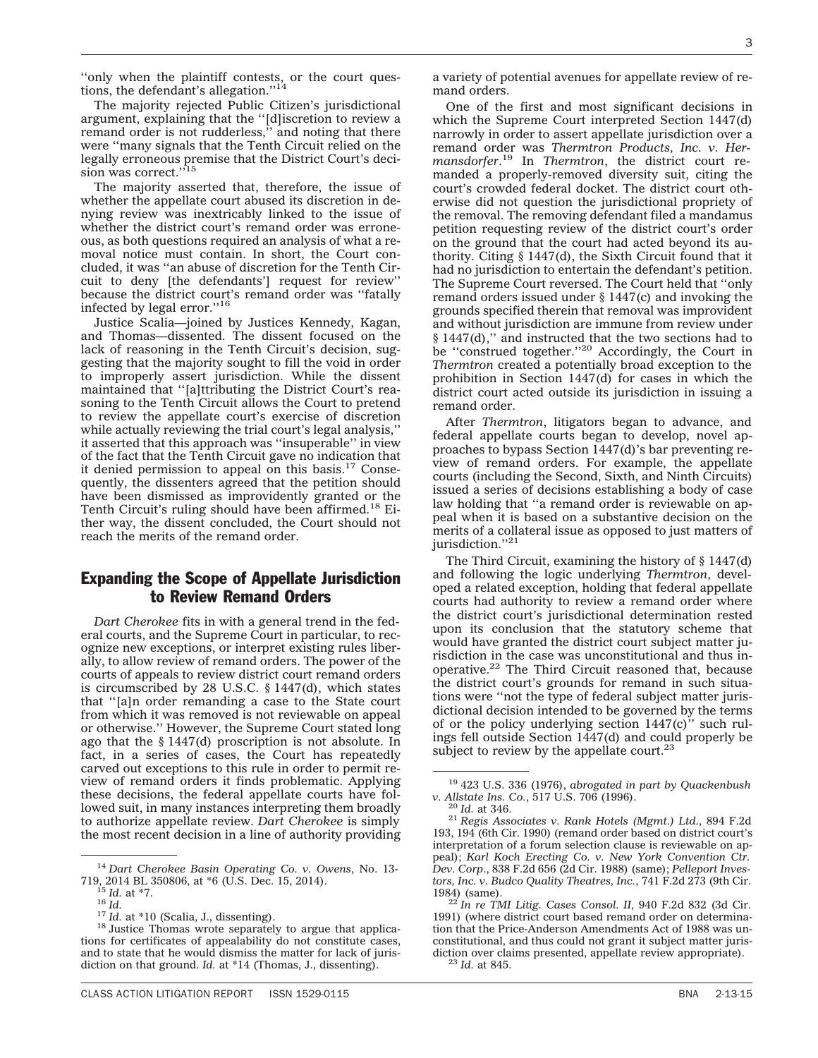"only when the plaintiff contests, or the court questions, the defendant's allegation."[14]

The majority rejected Public Citizen's jurisdictional argument, explaining that the "[d]iscretion to review a remand order is not rudderless," and noting that there were "many signals that the Tenth Circuit relied on the legally erroneous premise that the District Court's decision was correct."[15]

The majority asserted that, therefore, the issue of whether the appellate court abused its discretion in denying review was inextricably linked to the issue of whether the district court's remand order was erroneous, as both questions required an analysis of what a removal notice must contain. In short, the Court concluded, it was "an abuse of discretion for the Tenth Circuit to deny [the defendants'] request for review" because the district court's remand order was "fatally infected by legal error."[16]

Justice Scalia—joined by Justices Kennedy, Kagan, and Thomas—dissented. The dissent focused on the lack of reasoning in the Tenth Circuit's decision, suggesting that the majority sought to fill the void in order to improperly assert jurisdiction. While the dissent maintained that "[a]ttributing the District Court's reasoning to the Tenth Circuit allows the Court to pretend to review the appellate court's exercise of discretion while actually reviewing the trial court's legal analysis," it asserted that this approach was "insuperable" in view of the fact that the Tenth Circuit gave no indication that it denied permission to appeal on this basis.[17] Consequently, the dissenters agreed that the petition should have been dismissed as improvidently granted or the Tenth Circuit's ruling should have been affirmed.[18] Either way, the dissent concluded, the Court should not reach the merits of the remand order.

## Expanding the Scope of Appellate Jurisdiction to Review Remand Orders

*Dart Cherokee* fits in with a general trend in the federal courts, and the Supreme Court in particular, to recognize new exceptions, or interpret existing rules liberally, to allow review of remand orders. The power of the courts of appeals to review district court remand orders is circumscribed by 28 U.S.C. § 1447(d), which states that "[a]n order remanding a case to the State court from which it was removed is not reviewable on appeal or otherwise." However, the Supreme Court stated long ago that the § 1447(d) proscription is not absolute. In fact, in a series of cases, the Court has repeatedly carved out exceptions to this rule in order to permit review of remand orders it finds problematic. Applying these decisions, the federal appellate courts have followed suit, in many instances interpreting them broadly to authorize appellate review. *Dart Cherokee* is simply the most recent decision in a line of authority providing a variety of potential avenues for appellate review of remand orders.

One of the first and most significant decisions in which the Supreme Court interpreted Section 1447(d) narrowly in order to assert appellate jurisdiction over a remand order was *Thermtron Products, Inc. v. Hermansdorfer*.[19] In *Thermtron*, the district court remanded a properly-removed diversity suit, citing the court's crowded federal docket. The district court otherwise did not question the jurisdictional propriety of the removal. The removing defendant filed a mandamus petition requesting review of the district court's order on the ground that the court had acted beyond its authority. Citing § 1447(d), the Sixth Circuit found that it had no jurisdiction to entertain the defendant's petition. The Supreme Court reversed. The Court held that "only remand orders issued under § 1447(c) and invoking the grounds specified therein that removal was improvident and without jurisdiction are immune from review under § 1447(d)," and instructed that the two sections had to be "construed together."[20] Accordingly, the Court in *Thermtron* created a potentially broad exception to the prohibition in Section 1447(d) for cases in which the district court acted outside its jurisdiction in issuing a remand order.

After *Thermtron*, litigators began to advance, and federal appellate courts began to develop, novel approaches to bypass Section 1447(d)'s bar preventing review of remand orders. For example, the appellate courts (including the Second, Sixth, and Ninth Circuits) issued a series of decisions establishing a body of case law holding that "a remand order is reviewable on appeal when it is based on a substantive decision on the merits of a collateral issue as opposed to just matters of jurisdiction."[21]

The Third Circuit, examining the history of § 1447(d) and following the logic underlying *Thermtron*, developed a related exception, holding that federal appellate courts had authority to review a remand order where the district court's jurisdictional determination rested upon its conclusion that the statutory scheme that would have granted the district court subject matter jurisdiction in the case was unconstitutional and thus inoperative.[22] The Third Circuit reasoned that, because the district court's grounds for remand in such situations were "not the type of federal subject matter jurisdictional decision intended to be governed by the terms of or the policy underlying section 1447(c)" such rulings fell outside Section 1447(d) and could properly be subject to review by the appellate court.[23]

---

[14] *Dart Cherokee Basin Operating Co. v. Owens*, No. 13-719, 2014 BL 350806, at *6 (U.S. Dec. 15, 2014).

[15] *Id.* at *7.

[16] *Id.*

[17] *Id.* at *10 (Scalia, J., dissenting).

[18] Justice Thomas wrote separately to argue that applications for certificates of appealability do not constitute cases, and to state that he would dismiss the matter for lack of jurisdiction on that ground. *Id.* at *14 (Thomas, J., dissenting).

[19] 423 U.S. 336 (1976), *abrogated in part by Quackenbush v. Allstate Ins. Co.*, 517 U.S. 706 (1996).

[20] *Id.* at 346.

[21] *Regis Associates v. Rank Hotels (Mgmt.) Ltd.*, 894 F.2d 193, 194 (6th Cir. 1990) (remand order based on district court's interpretation of a forum selection clause is reviewable on appeal); *Karl Koch Erecting Co. v. New York Convention Ctr. Dev. Corp*., 838 F.2d 656 (2d Cir. 1988) (same); *Pelleport Investors, Inc. v. Budco Quality Theatres, Inc.*, 741 F.2d 273 (9th Cir. 1984) (same).

[22] *In re TMI Litig. Cases Consol. II*, 940 F.2d 832 (3d Cir. 1991) (where district court based remand order on determination that the Price-Anderson Amendments Act of 1988 was unconstitutional, and thus could not grant it subject matter jurisdiction over claims presented, appellate review appropriate).

[23] *Id.* at 845.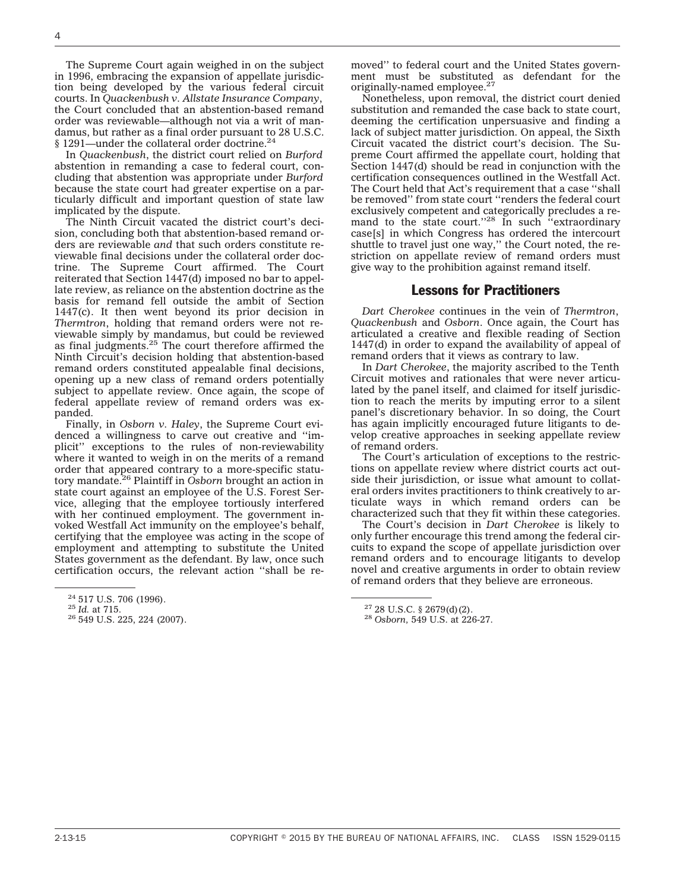The Supreme Court again weighed in on the subject in 1996, embracing the expansion of appellate jurisdiction being developed by the various federal circuit courts. In *Quackenbush v. Allstate Insurance Company*, the Court concluded that an abstention-based remand order was reviewable—although not via a writ of mandamus, but rather as a final order pursuant to 28 U.S.C. § 1291—under the collateral order doctrine.[24]

In *Quackenbush*, the district court relied on *Burford* abstention in remanding a case to federal court, concluding that abstention was appropriate under *Burford* because the state court had greater expertise on a particularly difficult and important question of state law implicated by the dispute.

The Ninth Circuit vacated the district court's decision, concluding both that abstention-based remand orders are reviewable *and* that such orders constitute reviewable final decisions under the collateral order doctrine. The Supreme Court affirmed. The Court reiterated that Section 1447(d) imposed no bar to appellate review, as reliance on the abstention doctrine as the basis for remand fell outside the ambit of Section 1447(c). It then went beyond its prior decision in *Thermtron*, holding that remand orders were not reviewable simply by mandamus, but could be reviewed as final judgments.[25] The court therefore affirmed the Ninth Circuit's decision holding that abstention-based remand orders constituted appealable final decisions, opening up a new class of remand orders potentially subject to appellate review. Once again, the scope of federal appellate review of remand orders was expanded.

Finally, in *Osborn v. Haley*, the Supreme Court evidenced a willingness to carve out creative and ''implicit'' exceptions to the rules of non-reviewability where it wanted to weigh in on the merits of a remand order that appeared contrary to a more-specific statutory mandate.[26] Plaintiff in *Osborn* brought an action in state court against an employee of the U.S. Forest Service, alleging that the employee tortiously interfered with her continued employment. The government invoked Westfall Act immunity on the employee's behalf, certifying that the employee was acting in the scope of employment and attempting to substitute the United States government as the defendant. By law, once such certification occurs, the relevant action ''shall be removed'' to federal court and the United States government must be substituted as defendant for the originally-named employee.[27]

Nonetheless, upon removal, the district court denied substitution and remanded the case back to state court, deeming the certification unpersuasive and finding a lack of subject matter jurisdiction. On appeal, the Sixth Circuit vacated the district court's decision. The Supreme Court affirmed the appellate court, holding that Section 1447(d) should be read in conjunction with the certification consequences outlined in the Westfall Act. The Court held that Act's requirement that a case ''shall be removed'' from state court ''renders the federal court exclusively competent and categorically precludes a remand to the state court.''[28] In such ''extraordinary case[s] in which Congress has ordered the intercourt shuttle to travel just one way,'' the Court noted, the restriction on appellate review of remand orders must give way to the prohibition against remand itself.

## Lessons for Practitioners

*Dart Cherokee* continues in the vein of *Thermtron*, *Quackenbush* and *Osborn*. Once again, the Court has articulated a creative and flexible reading of Section 1447(d) in order to expand the availability of appeal of remand orders that it views as contrary to law.

In *Dart Cherokee*, the majority ascribed to the Tenth Circuit motives and rationales that were never articulated by the panel itself, and claimed for itself jurisdiction to reach the merits by imputing error to a silent panel's discretionary behavior. In so doing, the Court has again implicitly encouraged future litigants to develop creative approaches in seeking appellate review of remand orders.

The Court's articulation of exceptions to the restrictions on appellate review where district courts act outside their jurisdiction, or issue what amount to collateral orders invites practitioners to think creatively to articulate ways in which remand orders can be characterized such that they fit within these categories.

The Court's decision in *Dart Cherokee* is likely to only further encourage this trend among the federal circuits to expand the scope of appellate jurisdiction over remand orders and to encourage litigants to develop novel and creative arguments in order to obtain review of remand orders that they believe are erroneous.

---

[24] 517 U.S. 706 (1996).

[25] *Id.* at 715.

[26] 549 U.S. 225, 224 (2007).

[27] 28 U.S.C. § 2679(d)(2).

[28] *Osborn*, 549 U.S. at 226-27.